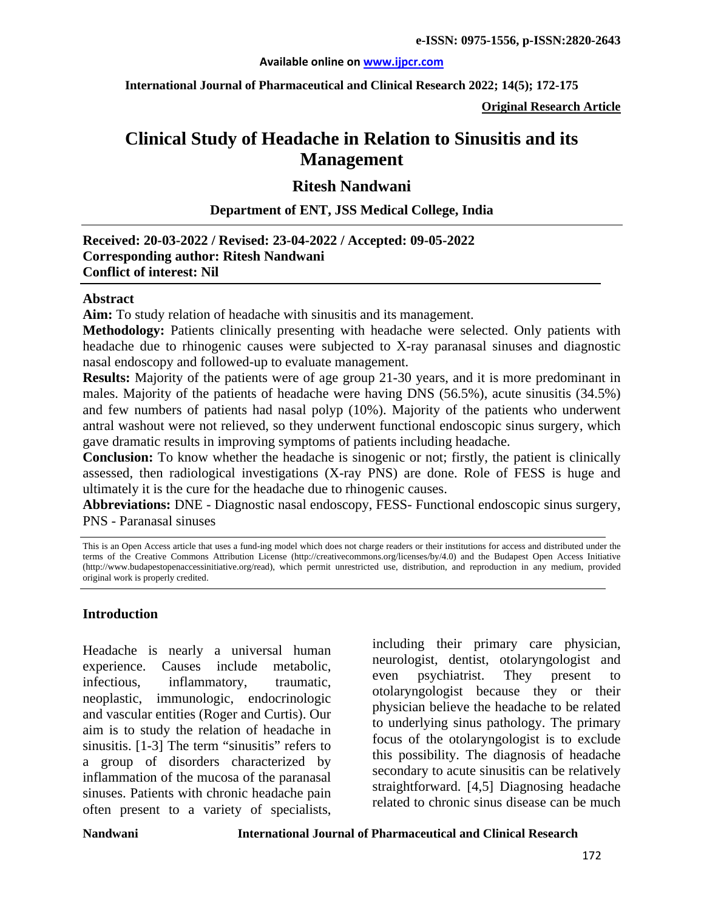**e-ISSN: 0975-1556, p-ISSN:2820-2643**

**Available online on www.ijpcr.com**

**International Journal of Pharmaceutical and Clinical Research 2022; 14(5); 172-175**

**Original Research Article**

# Clinical Study of Headache in Relation to Sinusitis and its Management

## Ritesh Nandwani

**Department of ENT, JSS Medical College, India**

**Received: 20-03-2022 / Revised: 23-04-2022 / Accepted: 09-05-2022**
**Corresponding author: Ritesh Nandwani**
**Conflict of interest: Nil**

### Abstract

**Aim:** To study relation of headache with sinusitis and its management.

**Methodology:** Patients clinically presenting with headache were selected. Only patients with headache due to rhinogenic causes were subjected to X-ray paranasal sinuses and diagnostic nasal endoscopy and followed-up to evaluate management.

**Results:** Majority of the patients were of age group 21-30 years, and it is more predominant in males. Majority of the patients of headache were having DNS (56.5%), acute sinusitis (34.5%) and few numbers of patients had nasal polyp (10%). Majority of the patients who underwent antral washout were not relieved, so they underwent functional endoscopic sinus surgery, which gave dramatic results in improving symptoms of patients including headache.

**Conclusion:** To know whether the headache is sinogenic or not; firstly, the patient is clinically assessed, then radiological investigations (X-ray PNS) are done. Role of FESS is huge and ultimately it is the cure for the headache due to rhinogenic causes.

**Abbreviations:** DNE - Diagnostic nasal endoscopy, FESS- Functional endoscopic sinus surgery, PNS - Paranasal sinuses

This is an Open Access article that uses a fund-ing model which does not charge readers or their institutions for access and distributed under the terms of the Creative Commons Attribution License (http://creativecommons.org/licenses/by/4.0) and the Budapest Open Access Initiative (http://www.budapestopenaccessinitiative.org/read), which permit unrestricted use, distribution, and reproduction in any medium, provided original work is properly credited.

### Introduction

Headache is nearly a universal human experience. Causes include metabolic, infectious, inflammatory, traumatic, neoplastic, immunologic, endocrinologic and vascular entities (Roger and Curtis). Our aim is to study the relation of headache in sinusitis. [1-3] The term "sinusitis" refers to a group of disorders characterized by inflammation of the mucosa of the paranasal sinuses. Patients with chronic headache pain often present to a variety of specialists, including their primary care physician, neurologist, dentist, otolaryngologist and even psychiatrist. They present to otolaryngologist because they or their physician believe the headache to be related to underlying sinus pathology. The primary focus of the otolaryngologist is to exclude this possibility. The diagnosis of headache secondary to acute sinusitis can be relatively straightforward. [4,5] Diagnosing headache related to chronic sinus disease can be much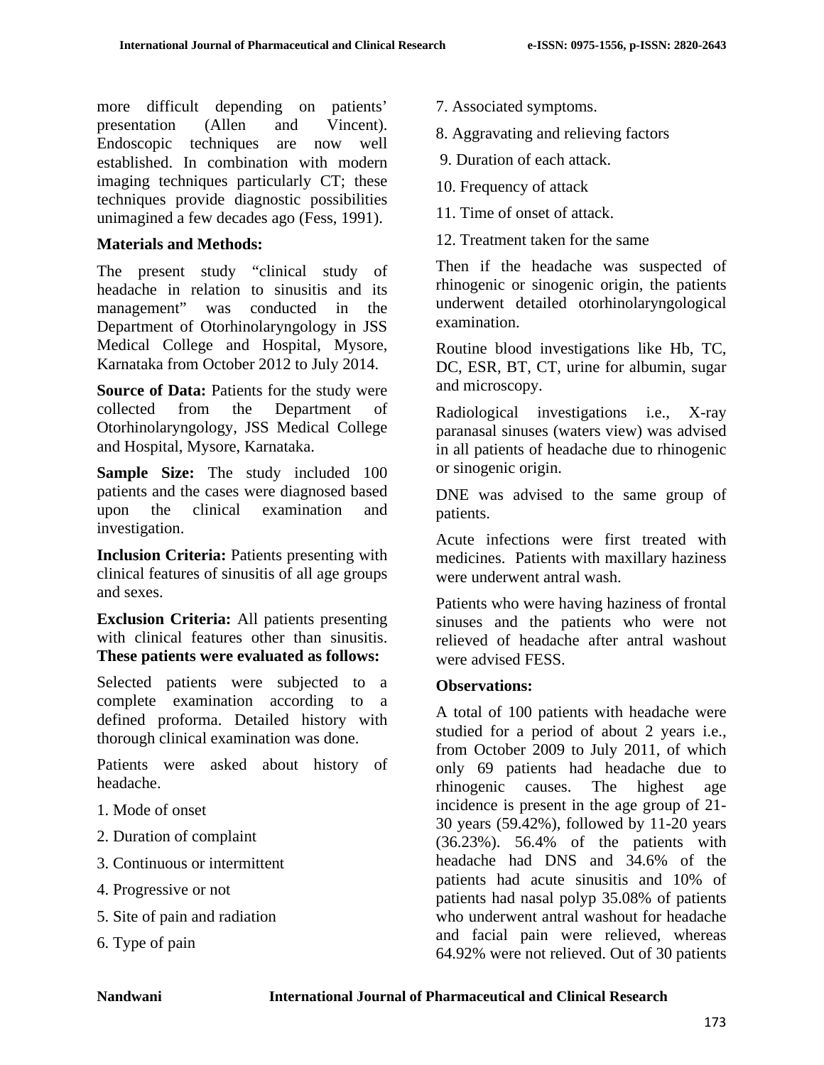more difficult depending on patients' presentation (Allen and Vincent). Endoscopic techniques are now well established. In combination with modern imaging techniques particularly CT; these techniques provide diagnostic possibilities unimagined a few decades ago (Fess, 1991).

**Materials and Methods:**

The present study "clinical study of headache in relation to sinusitis and its management" was conducted in the Department of Otorhinolaryngology in JSS Medical College and Hospital, Mysore, Karnataka from October 2012 to July 2014.

**Source of Data:** Patients for the study were collected from the Department of Otorhinolaryngology, JSS Medical College and Hospital, Mysore, Karnataka.

**Sample Size:** The study included 100 patients and the cases were diagnosed based upon the clinical examination and investigation.

**Inclusion Criteria:** Patients presenting with clinical features of sinusitis of all age groups and sexes.

**Exclusion Criteria:** All patients presenting with clinical features other than sinusitis. **These patients were evaluated as follows:**

Selected patients were subjected to a complete examination according to a defined proforma. Detailed history with thorough clinical examination was done.

Patients were asked about history of headache.

1. Mode of onset
2. Duration of complaint
3. Continuous or intermittent
4. Progressive or not
5. Site of pain and radiation
6. Type of pain
7. Associated symptoms.
8. Aggravating and relieving factors
9. Duration of each attack.
10. Frequency of attack
11. Time of onset of attack.
12. Treatment taken for the same

Then if the headache was suspected of rhinogenic or sinogenic origin, the patients underwent detailed otorhinolaryngological examination.

Routine blood investigations like Hb, TC, DC, ESR, BT, CT, urine for albumin, sugar and microscopy.

Radiological investigations i.e., X-ray paranasal sinuses (waters view) was advised in all patients of headache due to rhinogenic or sinogenic origin.

DNE was advised to the same group of patients.

Acute infections were first treated with medicines. Patients with maxillary haziness were underwent antral wash.

Patients who were having haziness of frontal sinuses and the patients who were not relieved of headache after antral washout were advised FESS.

**Observations:**

A total of 100 patients with headache were studied for a period of about 2 years i.e., from October 2009 to July 2011, of which only 69 patients had headache due to rhinogenic causes. The highest age incidence is present in the age group of 21-30 years (59.42%), followed by 11-20 years (36.23%). 56.4% of the patients with headache had DNS and 34.6% of the patients had acute sinusitis and 10% of patients had nasal polyp 35.08% of patients who underwent antral washout for headache and facial pain were relieved, whereas 64.92% were not relieved. Out of 30 patients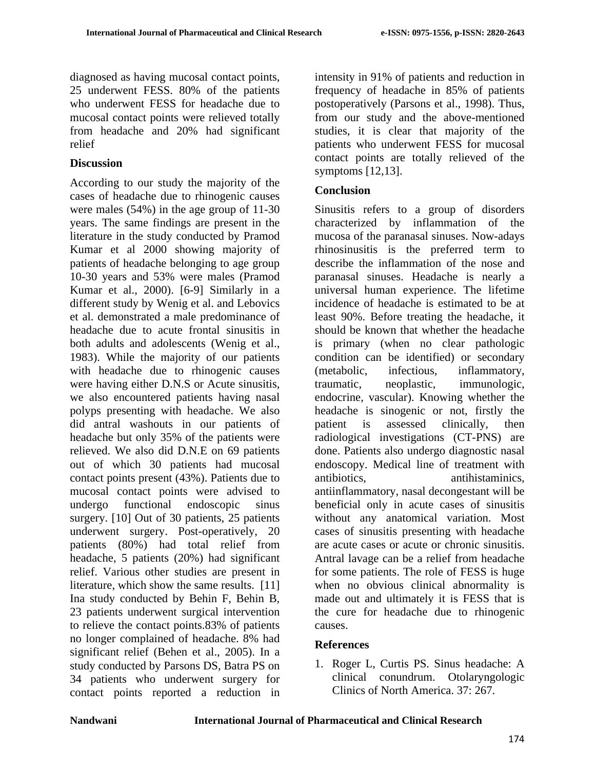diagnosed as having mucosal contact points, 25 underwent FESS. 80% of the patients who underwent FESS for headache due to mucosal contact points were relieved totally from headache and 20% had significant relief

## Discussion

According to our study the majority of the cases of headache due to rhinogenic causes were males (54%) in the age group of 11-30 years. The same findings are present in the literature in the study conducted by Pramod Kumar et al 2000 showing majority of patients of headache belonging to age group 10-30 years and 53% were males (Pramod Kumar et al., 2000). [6-9] Similarly in a different study by Wenig et al. and Lebovics et al. demonstrated a male predominance of headache due to acute frontal sinusitis in both adults and adolescents (Wenig et al., 1983). While the majority of our patients with headache due to rhinogenic causes were having either D.N.S or Acute sinusitis, we also encountered patients having nasal polyps presenting with headache. We also did antral washouts in our patients of headache but only 35% of the patients were relieved. We also did D.N.E on 69 patients out of which 30 patients had mucosal contact points present (43%). Patients due to mucosal contact points were advised to undergo functional endoscopic sinus surgery. [10] Out of 30 patients, 25 patients underwent surgery. Post-operatively, 20 patients (80%) had total relief from headache, 5 patients (20%) had significant relief. Various other studies are present in literature, which show the same results. [11] Ina study conducted by Behin F, Behin B, 23 patients underwent surgical intervention to relieve the contact points.83% of patients no longer complained of headache. 8% had significant relief (Behen et al., 2005). In a study conducted by Parsons DS, Batra PS on 34 patients who underwent surgery for contact points reported a reduction in intensity in 91% of patients and reduction in frequency of headache in 85% of patients postoperatively (Parsons et al., 1998). Thus, from our study and the above-mentioned studies, it is clear that majority of the patients who underwent FESS for mucosal contact points are totally relieved of the symptoms [12,13].

## Conclusion

Sinusitis refers to a group of disorders characterized by inflammation of the mucosa of the paranasal sinuses. Now-adays rhinosinusitis is the preferred term to describe the inflammation of the nose and paranasal sinuses. Headache is nearly a universal human experience. The lifetime incidence of headache is estimated to be at least 90%. Before treating the headache, it should be known that whether the headache is primary (when no clear pathologic condition can be identified) or secondary (metabolic, infectious, inflammatory, traumatic, neoplastic, immunologic, endocrine, vascular). Knowing whether the headache is sinogenic or not, firstly the patient is assessed clinically, then radiological investigations (CT-PNS) are done. Patients also undergo diagnostic nasal endoscopy. Medical line of treatment with antibiotics, antihistaminics, antiinflammatory, nasal decongestant will be beneficial only in acute cases of sinusitis without any anatomical variation. Most cases of sinusitis presenting with headache are acute cases or acute or chronic sinusitis. Antral lavage can be a relief from headache for some patients. The role of FESS is huge when no obvious clinical abnormality is made out and ultimately it is FESS that is the cure for headache due to rhinogenic causes.

## References

1. Roger L, Curtis PS. Sinus headache: A clinical conundrum. Otolaryngologic Clinics of North America. 37: 267.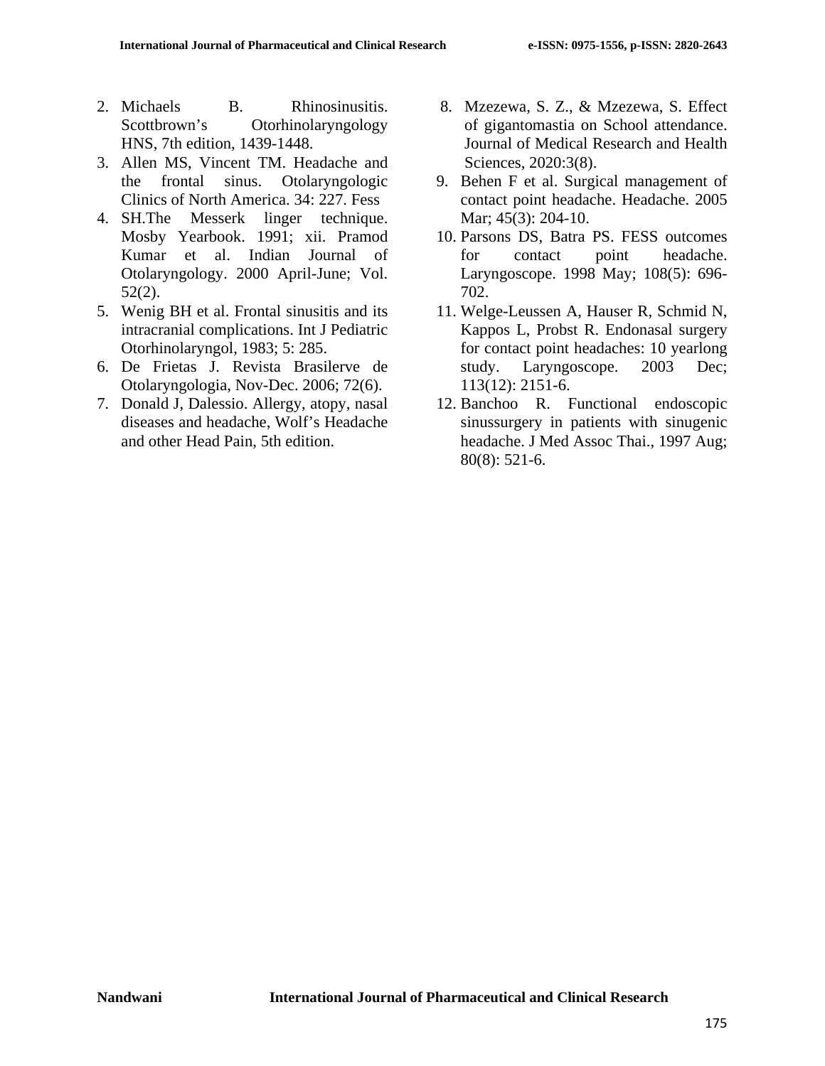2. Michaels B. Rhinosinusitis. Scottbrown's Otorhinolaryngology HNS, 7th edition, 1439-1448.
3. Allen MS, Vincent TM. Headache and the frontal sinus. Otolaryngologic Clinics of North America. 34: 227. Fess
4. SH.The Messerk linger technique. Mosby Yearbook. 1991; xii. Pramod Kumar et al. Indian Journal of Otolaryngology. 2000 April-June; Vol. 52(2).
5. Wenig BH et al. Frontal sinusitis and its intracranial complications. Int J Pediatric Otorhinolaryngol, 1983; 5: 285.
6. De Frietas J. Revista Brasilerve de Otolaryngologia, Nov-Dec. 2006; 72(6).
7. Donald J, Dalessio. Allergy, atopy, nasal diseases and headache, Wolf's Headache and other Head Pain, 5th edition.
8. Mzezewa, S. Z., & Mzezewa, S. Effect of gigantomastia on School attendance. Journal of Medical Research and Health Sciences, 2020:3(8).
9. Behen F et al. Surgical management of contact point headache. Headache. 2005 Mar; 45(3): 204-10.
10. Parsons DS, Batra PS. FESS outcomes for contact point headache. Laryngoscope. 1998 May; 108(5): 696-702.
11. Welge-Leussen A, Hauser R, Schmid N, Kappos L, Probst R. Endonasal surgery for contact point headaches: 10 yearlong study. Laryngoscope. 2003 Dec; 113(12): 2151-6.
12. Banchoo R. Functional endoscopic sinussurgery in patients with sinugenic headache. J Med Assoc Thai., 1997 Aug; 80(8): 521-6.